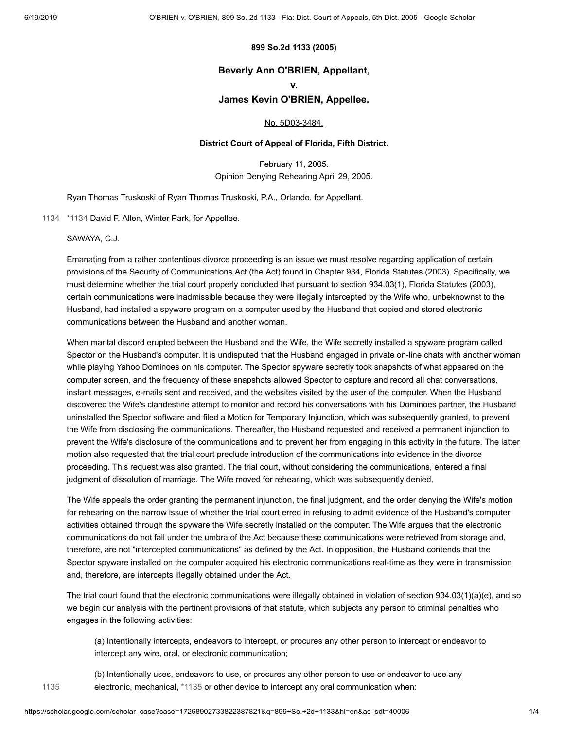**899 So.2d 1133 (2005)**

## Beverly Ann O'BRIEN, Appellant,

## v.

## James Kevin O'BRIEN, Appellee.

No. 5D03-3484.

**District Court of Appeal of Florida, Fifth District.**

February 11, 2005.
Opinion Denying Rehearing April 29, 2005.

Ryan Thomas Truskoski of Ryan Thomas Truskoski, P.A., Orlando, for Appellant.

*1134 David F. Allen, Winter Park, for Appellee.

SAWAYA, C.J.

Emanating from a rather contentious divorce proceeding is an issue we must resolve regarding application of certain provisions of the Security of Communications Act (the Act) found in Chapter 934, Florida Statutes (2003). Specifically, we must determine whether the trial court properly concluded that pursuant to section 934.03(1), Florida Statutes (2003), certain communications were inadmissible because they were illegally intercepted by the Wife who, unbeknownst to the Husband, had installed a spyware program on a computer used by the Husband that copied and stored electronic communications between the Husband and another woman.

When marital discord erupted between the Husband and the Wife, the Wife secretly installed a spyware program called Spector on the Husband's computer. It is undisputed that the Husband engaged in private on-line chats with another woman while playing Yahoo Dominoes on his computer. The Spector spyware secretly took snapshots of what appeared on the computer screen, and the frequency of these snapshots allowed Spector to capture and record all chat conversations, instant messages, e-mails sent and received, and the websites visited by the user of the computer. When the Husband discovered the Wife's clandestine attempt to monitor and record his conversations with his Dominoes partner, the Husband uninstalled the Spector software and filed a Motion for Temporary Injunction, which was subsequently granted, to prevent the Wife from disclosing the communications. Thereafter, the Husband requested and received a permanent injunction to prevent the Wife's disclosure of the communications and to prevent her from engaging in this activity in the future. The latter motion also requested that the trial court preclude introduction of the communications into evidence in the divorce proceeding. This request was also granted. The trial court, without considering the communications, entered a final judgment of dissolution of marriage. The Wife moved for rehearing, which was subsequently denied.

The Wife appeals the order granting the permanent injunction, the final judgment, and the order denying the Wife's motion for rehearing on the narrow issue of whether the trial court erred in refusing to admit evidence of the Husband's computer activities obtained through the spyware the Wife secretly installed on the computer. The Wife argues that the electronic communications do not fall under the umbra of the Act because these communications were retrieved from storage and, therefore, are not "intercepted communications" as defined by the Act. In opposition, the Husband contends that the Spector spyware installed on the computer acquired his electronic communications real-time as they were in transmission and, therefore, are intercepts illegally obtained under the Act.

The trial court found that the electronic communications were illegally obtained in violation of section 934.03(1)(a)(e), and so we begin our analysis with the pertinent provisions of that statute, which subjects any person to criminal penalties who engages in the following activities:

> (a) Intentionally intercepts, endeavors to intercept, or procures any other person to intercept or endeavor to intercept any wire, oral, or electronic communication;
>
> (b) Intentionally uses, endeavors to use, or procures any other person to use or endeavor to use any electronic, mechanical, *1135 or other device to intercept any oral communication when: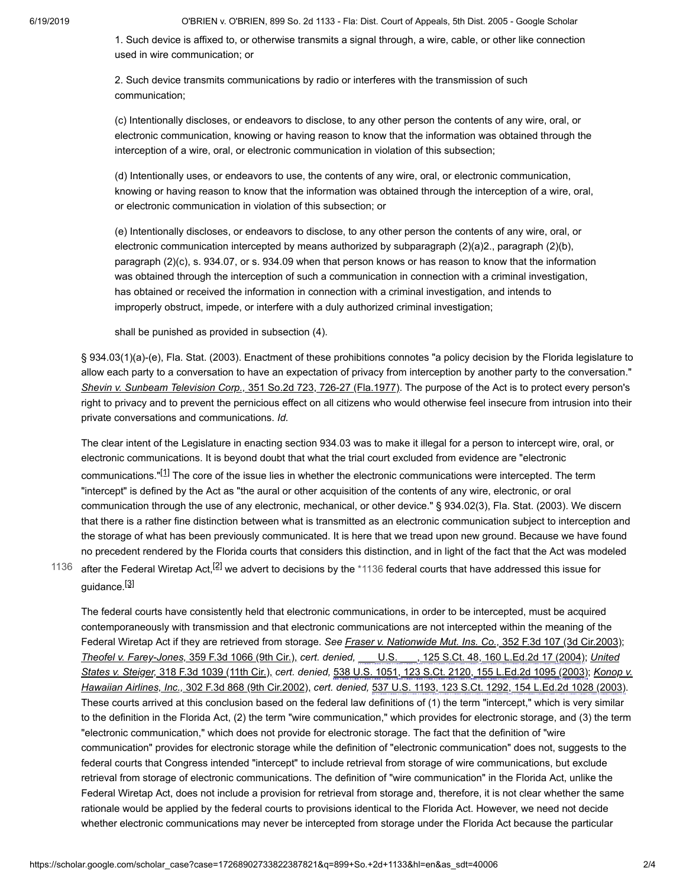1. Such device is affixed to, or otherwise transmits a signal through, a wire, cable, or other like connection used in wire communication; or

2. Such device transmits communications by radio or interferes with the transmission of such communication;

(c) Intentionally discloses, or endeavors to disclose, to any other person the contents of any wire, oral, or electronic communication, knowing or having reason to know that the information was obtained through the interception of a wire, oral, or electronic communication in violation of this subsection;

(d) Intentionally uses, or endeavors to use, the contents of any wire, oral, or electronic communication, knowing or having reason to know that the information was obtained through the interception of a wire, oral, or electronic communication in violation of this subsection; or

(e) Intentionally discloses, or endeavors to disclose, to any other person the contents of any wire, oral, or electronic communication intercepted by means authorized by subparagraph (2)(a)2., paragraph (2)(b), paragraph (2)(c), s. 934.07, or s. 934.09 when that person knows or has reason to know that the information was obtained through the interception of such a communication in connection with a criminal investigation, has obtained or received the information in connection with a criminal investigation, and intends to improperly obstruct, impede, or interfere with a duly authorized criminal investigation;

shall be punished as provided in subsection (4).

§ 934.03(1)(a)-(e), Fla. Stat. (2003). Enactment of these prohibitions connotes "a policy decision by the Florida legislature to allow each party to a conversation to have an expectation of privacy from interception by another party to the conversation." *Shevin v. Sunbeam Television Corp.,* 351 So.2d 723, 726-27 (Fla.1977). The purpose of the Act is to protect every person's right to privacy and to prevent the pernicious effect on all citizens who would otherwise feel insecure from intrusion into their private conversations and communications. *Id.*

The clear intent of the Legislature in enacting section 934.03 was to make it illegal for a person to intercept wire, oral, or electronic communications. It is beyond doubt that what the trial court excluded from evidence are "electronic communications."[1] The core of the issue lies in whether the electronic communications were intercepted. The term "intercept" is defined by the Act as "the aural or other acquisition of the contents of any wire, electronic, or oral communication through the use of any electronic, mechanical, or other device." § 934.02(3), Fla. Stat. (2003). We discern that there is a rather fine distinction between what is transmitted as an electronic communication subject to interception and the storage of what has been previously communicated. It is here that we tread upon new ground. Because we have found no precedent rendered by the Florida courts that considers this distinction, and in light of the fact that the Act was modeled after the Federal Wiretap Act,[2] we advert to decisions by the *1136 federal courts that have addressed this issue for guidance.[3]

The federal courts have consistently held that electronic communications, in order to be intercepted, must be acquired contemporaneously with transmission and that electronic communications are not intercepted within the meaning of the Federal Wiretap Act if they are retrieved from storage. *See Fraser v. Nationwide Mut. Ins. Co.,* 352 F.3d 107 (3d Cir.2003); *Theofel v. Farey-Jones,* 359 F.3d 1066 (9th Cir.), *cert. denied,* ___ U.S. ___, 125 S.Ct. 48, 160 L.Ed.2d 17 (2004); *United States v. Steiger,* 318 F.3d 1039 (11th Cir.), *cert. denied,* 538 U.S. 1051, 123 S.Ct. 2120, 155 L.Ed.2d 1095 (2003); *Konop v. Hawaiian Airlines, Inc.,* 302 F.3d 868 (9th Cir.2002), *cert. denied,* 537 U.S. 1193, 123 S.Ct. 1292, 154 L.Ed.2d 1028 (2003). These courts arrived at this conclusion based on the federal law definitions of (1) the term "intercept," which is very similar to the definition in the Florida Act, (2) the term "wire communication," which provides for electronic storage, and (3) the term "electronic communication," which does not provide for electronic storage. The fact that the definition of "wire communication" provides for electronic storage while the definition of "electronic communication" does not, suggests to the federal courts that Congress intended "intercept" to include retrieval from storage of wire communications, but exclude retrieval from storage of electronic communications. The definition of "wire communication" in the Florida Act, unlike the Federal Wiretap Act, does not include a provision for retrieval from storage and, therefore, it is not clear whether the same rationale would be applied by the federal courts to provisions identical to the Florida Act. However, we need not decide whether electronic communications may never be intercepted from storage under the Florida Act because the particular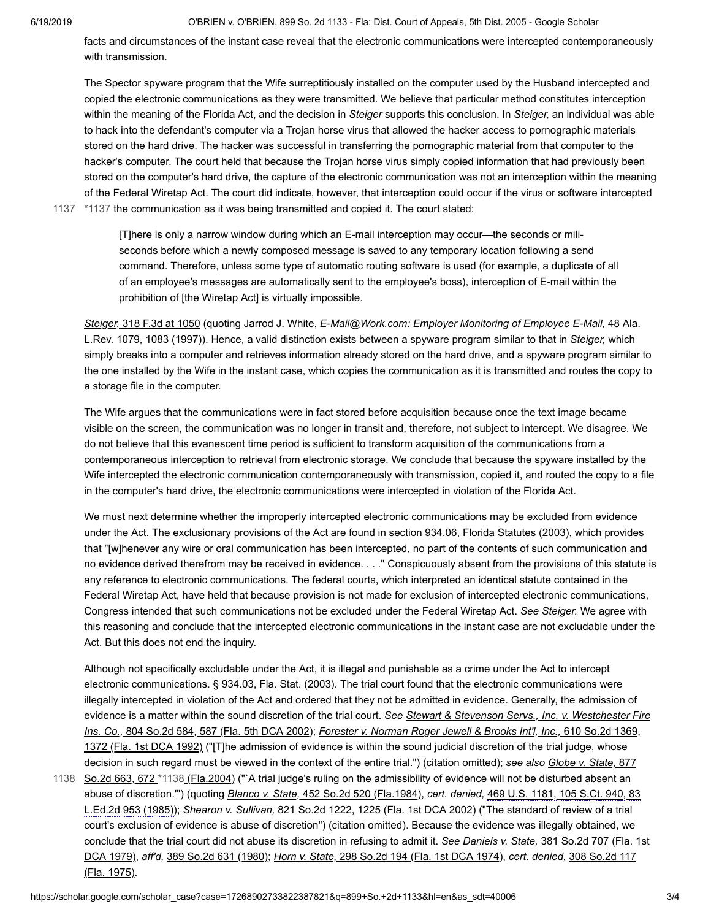facts and circumstances of the instant case reveal that the electronic communications were intercepted contemporaneously with transmission.

The Spector spyware program that the Wife surreptitiously installed on the computer used by the Husband intercepted and copied the electronic communications as they were transmitted. We believe that particular method constitutes interception within the meaning of the Florida Act, and the decision in *Steiger* supports this conclusion. In *Steiger,* an individual was able to hack into the defendant's computer via a Trojan horse virus that allowed the hacker access to pornographic materials stored on the hard drive. The hacker was successful in transferring the pornographic material from that computer to the hacker's computer. The court held that because the Trojan horse virus simply copied information that had previously been stored on the computer's hard drive, the capture of the electronic communication was not an interception within the meaning of the Federal Wiretap Act. The court did indicate, however, that interception could occur if the virus or software intercepted *1137 the communication as it was being transmitted and copied it. The court stated:

> [T]here is only a narrow window during which an E-mail interception may occur—the seconds or mili-seconds before which a newly composed message is saved to any temporary location following a send command. Therefore, unless some type of automatic routing software is used (for example, a duplicate of all of an employee's messages are automatically sent to the employee's boss), interception of E-mail within the prohibition of [the Wiretap Act] is virtually impossible.

*Steiger,* 318 F.3d at 1050 (quoting Jarrod J. White, *E-Mail@Work.com: Employer Monitoring of Employee E-Mail,* 48 Ala. L.Rev. 1079, 1083 (1997)). Hence, a valid distinction exists between a spyware program similar to that in *Steiger,* which simply breaks into a computer and retrieves information already stored on the hard drive, and a spyware program similar to the one installed by the Wife in the instant case, which copies the communication as it is transmitted and routes the copy to a storage file in the computer.

The Wife argues that the communications were in fact stored before acquisition because once the text image became visible on the screen, the communication was no longer in transit and, therefore, not subject to intercept. We disagree. We do not believe that this evanescent time period is sufficient to transform acquisition of the communications from a contemporaneous interception to retrieval from electronic storage. We conclude that because the spyware installed by the Wife intercepted the electronic communication contemporaneously with transmission, copied it, and routed the copy to a file in the computer's hard drive, the electronic communications were intercepted in violation of the Florida Act.

We must next determine whether the improperly intercepted electronic communications may be excluded from evidence under the Act. The exclusionary provisions of the Act are found in section 934.06, Florida Statutes (2003), which provides that "[w]henever any wire or oral communication has been intercepted, no part of the contents of such communication and no evidence derived therefrom may be received in evidence. . . ." Conspicuously absent from the provisions of this statute is any reference to electronic communications. The federal courts, which interpreted an identical statute contained in the Federal Wiretap Act, have held that because provision is not made for exclusion of intercepted electronic communications, Congress intended that such communications not be excluded under the Federal Wiretap Act. *See Steiger.* We agree with this reasoning and conclude that the intercepted electronic communications in the instant case are not excludable under the Act. But this does not end the inquiry.

Although not specifically excludable under the Act, it is illegal and punishable as a crime under the Act to intercept electronic communications. § 934.03, Fla. Stat. (2003). The trial court found that the electronic communications were illegally intercepted in violation of the Act and ordered that they not be admitted in evidence. Generally, the admission of evidence is a matter within the sound discretion of the trial court. *See Stewart & Stevenson Servs., Inc. v. Westchester Fire Ins. Co.,* 804 So.2d 584, 587 (Fla. 5th DCA 2002); *Forester v. Norman Roger Jewell & Brooks Int'l, Inc.,* 610 So.2d 1369, 1372 (Fla. 1st DCA 1992) ("[T]he admission of evidence is within the sound judicial discretion of the trial judge, whose decision in such regard must be viewed in the context of the entire trial.") (citation omitted); *see also Globe v. State,* 877 So.2d 663, 672 *1138 (Fla.2004) ("`A trial judge's ruling on the admissibility of evidence will not be disturbed absent an abuse of discretion.'") (quoting *Blanco v. State,* 452 So.2d 520 (Fla.1984), *cert. denied,* 469 U.S. 1181, 105 S.Ct. 940, 83 L.Ed.2d 953 (1985)); *Shearon v. Sullivan,* 821 So.2d 1222, 1225 (Fla. 1st DCA 2002) ("The standard of review of a trial court's exclusion of evidence is abuse of discretion") (citation omitted). Because the evidence was illegally obtained, we conclude that the trial court did not abuse its discretion in refusing to admit it. *See Daniels v. State,* 381 So.2d 707 (Fla. 1st DCA 1979), *aff'd,* 389 So.2d 631 (1980); *Horn v. State,* 298 So.2d 194 (Fla. 1st DCA 1974), *cert. denied,* 308 So.2d 117 (Fla. 1975).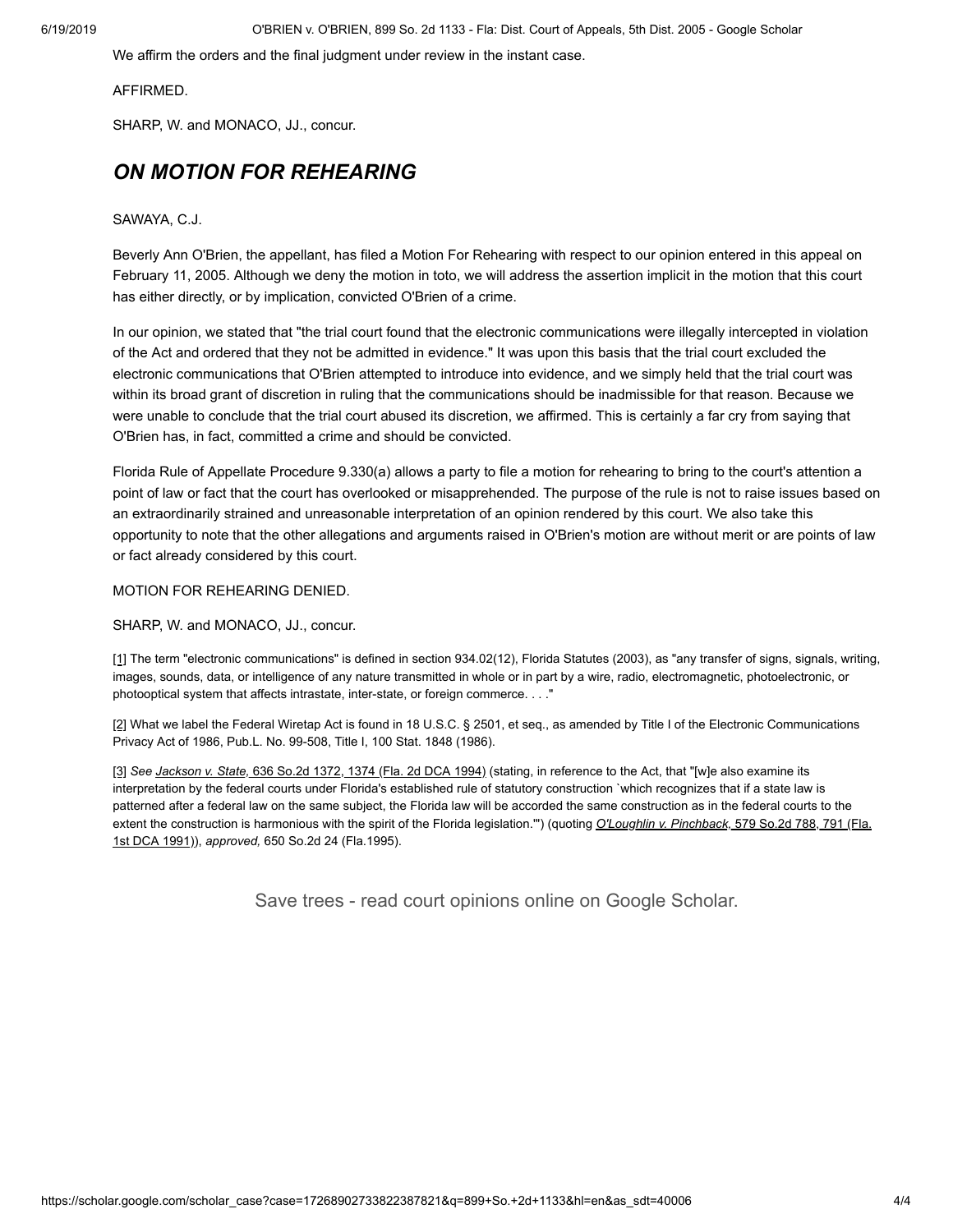We affirm the orders and the final judgment under review in the instant case.

AFFIRMED.

SHARP, W. and MONACO, JJ., concur.

## *ON MOTION FOR REHEARING*

SAWAYA, C.J.

Beverly Ann O'Brien, the appellant, has filed a Motion For Rehearing with respect to our opinion entered in this appeal on February 11, 2005. Although we deny the motion in toto, we will address the assertion implicit in the motion that this court has either directly, or by implication, convicted O'Brien of a crime.

In our opinion, we stated that "the trial court found that the electronic communications were illegally intercepted in violation of the Act and ordered that they not be admitted in evidence." It was upon this basis that the trial court excluded the electronic communications that O'Brien attempted to introduce into evidence, and we simply held that the trial court was within its broad grant of discretion in ruling that the communications should be inadmissible for that reason. Because we were unable to conclude that the trial court abused its discretion, we affirmed. This is certainly a far cry from saying that O'Brien has, in fact, committed a crime and should be convicted.

Florida Rule of Appellate Procedure 9.330(a) allows a party to file a motion for rehearing to bring to the court's attention a point of law or fact that the court has overlooked or misapprehended. The purpose of the rule is not to raise issues based on an extraordinarily strained and unreasonable interpretation of an opinion rendered by this court. We also take this opportunity to note that the other allegations and arguments raised in O'Brien's motion are without merit or are points of law or fact already considered by this court.

MOTION FOR REHEARING DENIED.

SHARP, W. and MONACO, JJ., concur.

[1] The term "electronic communications" is defined in section 934.02(12), Florida Statutes (2003), as "any transfer of signs, signals, writing, images, sounds, data, or intelligence of any nature transmitted in whole or in part by a wire, radio, electromagnetic, photoelectronic, or photooptical system that affects intrastate, inter-state, or foreign commerce. . . ."

[2] What we label the Federal Wiretap Act is found in 18 U.S.C. § 2501, et seq., as amended by Title I of the Electronic Communications Privacy Act of 1986, Pub.L. No. 99-508, Title I, 100 Stat. 1848 (1986).

[3] *See* *Jackson v. State,* 636 So.2d 1372, 1374 (Fla. 2d DCA 1994) (stating, in reference to the Act, that "[w]e also examine its interpretation by the federal courts under Florida's established rule of statutory construction `which recognizes that if a state law is patterned after a federal law on the same subject, the Florida law will be accorded the same construction as in the federal courts to the extent the construction is harmonious with the spirit of the Florida legislation.'") (quoting *O'Loughlin v. Pinchback,* 579 So.2d 788, 791 (Fla. 1st DCA 1991)), *approved,* 650 So.2d 24 (Fla.1995).

Save trees - read court opinions online on Google Scholar.